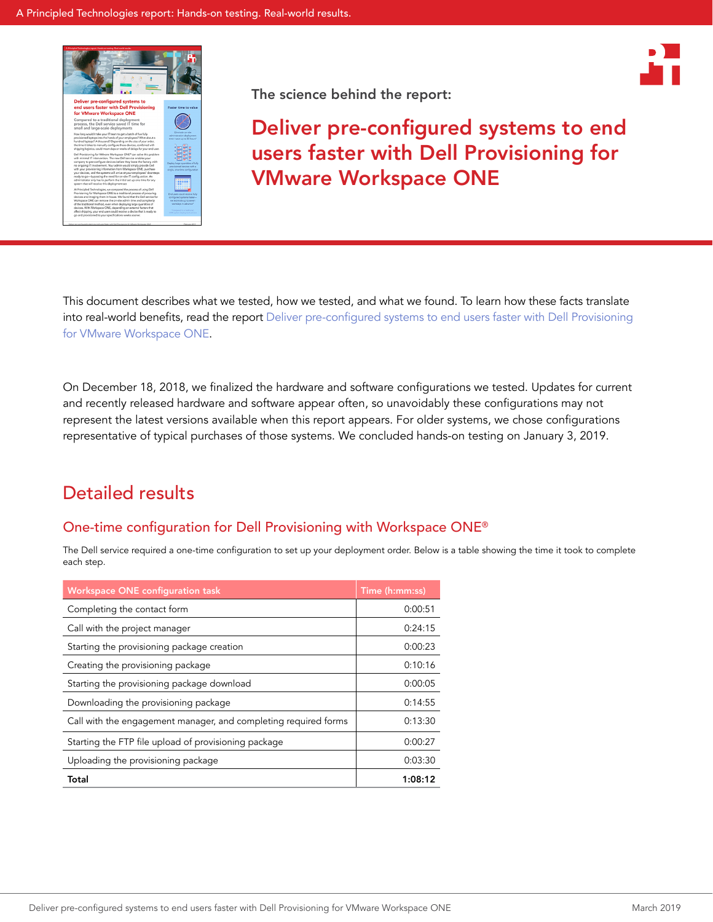The science behind the report:

# Deliver pre-configured systems to end users faster with Dell Provisioning for VMware Workspace ONE

This document describes what we tested, how we tested, and what we found. To learn how these facts translate into real-world benefits, read the report Deliver pre-configured systems to end users faster with Dell Provisioning for VMware Workspace ONE.

On December 18, 2018, we finalized the hardware and software configurations we tested. Updates for current and recently released hardware and software appear often, so unavoidably these configurations may not represent the latest versions available when this report appears. For older systems, we chose configurations representative of typical purchases of those systems. We concluded hands-on testing on January 3, 2019.

## Detailed results

### One-time configuration for Dell Provisioning with Workspace ONE®

The Dell service required a one-time configuration to set up your deployment order. Below is a table showing the time it took to complete each step.

| Workspace ONE configuration task | Time (h:mm:ss) |
| --- | ---: |
| Completing the contact form | 0:00:51 |
| Call with the project manager | 0:24:15 |
| Starting the provisioning package creation | 0:00:23 |
| Creating the provisioning package | 0:10:16 |
| Starting the provisioning package download | 0:00:05 |
| Downloading the provisioning package | 0:14:55 |
| Call with the engagement manager, and completing required forms | 0:13:30 |
| Starting the FTP file upload of provisioning package | 0:00:27 |
| Uploading the provisioning package | 0:03:30 |
| **Total** | **1:08:12** |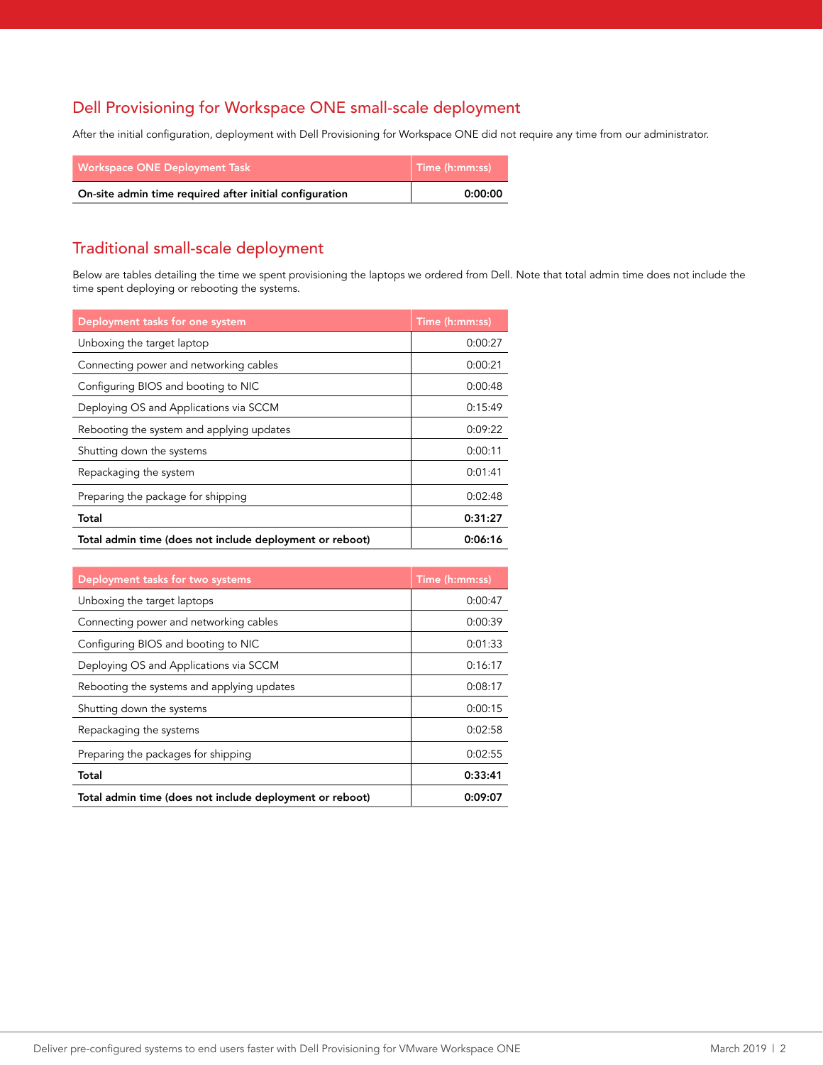## Dell Provisioning for Workspace ONE small-scale deployment

After the initial configuration, deployment with Dell Provisioning for Workspace ONE did not require any time from our administrator.

| Workspace ONE Deployment Task | Time (h:mm:ss) |
|---|---|
| **On-site admin time required after initial configuration** | **0:00:00** |

## Traditional small-scale deployment

Below are tables detailing the time we spent provisioning the laptops we ordered from Dell. Note that total admin time does not include the time spent deploying or rebooting the systems.

| Deployment tasks for one system | Time (h:mm:ss) |
|---|---|
| Unboxing the target laptop | 0:00:27 |
| Connecting power and networking cables | 0:00:21 |
| Configuring BIOS and booting to NIC | 0:00:48 |
| Deploying OS and Applications via SCCM | 0:15:49 |
| Rebooting the system and applying updates | 0:09:22 |
| Shutting down the systems | 0:00:11 |
| Repackaging the system | 0:01:41 |
| Preparing the package for shipping | 0:02:48 |
| **Total** | **0:31:27** |
| **Total admin time (does not include deployment or reboot)** | **0:06:16** |

| Deployment tasks for two systems | Time (h:mm:ss) |
|---|---|
| Unboxing the target laptops | 0:00:47 |
| Connecting power and networking cables | 0:00:39 |
| Configuring BIOS and booting to NIC | 0:01:33 |
| Deploying OS and Applications via SCCM | 0:16:17 |
| Rebooting the systems and applying updates | 0:08:17 |
| Shutting down the systems | 0:00:15 |
| Repackaging the systems | 0:02:58 |
| Preparing the packages for shipping | 0:02:55 |
| **Total** | **0:33:41** |
| **Total admin time (does not include deployment or reboot)** | **0:09:07** |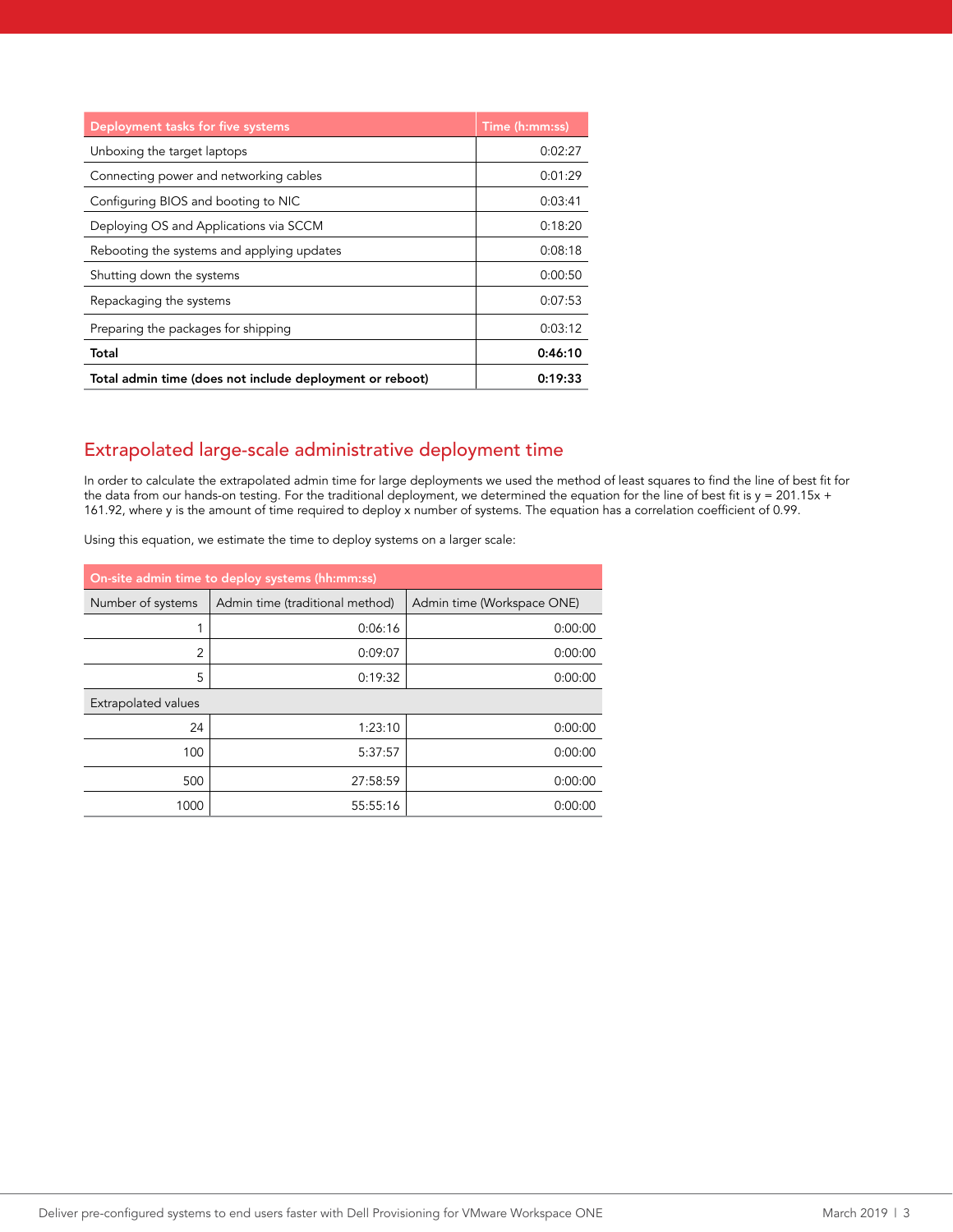| Deployment tasks for five systems | Time (h:mm:ss) |
|---|---|
| Unboxing the target laptops | 0:02:27 |
| Connecting power and networking cables | 0:01:29 |
| Configuring BIOS and booting to NIC | 0:03:41 |
| Deploying OS and Applications via SCCM | 0:18:20 |
| Rebooting the systems and applying updates | 0:08:18 |
| Shutting down the systems | 0:00:50 |
| Repackaging the systems | 0:07:53 |
| Preparing the packages for shipping | 0:03:12 |
| **Total** | **0:46:10** |
| **Total admin time (does not include deployment or reboot)** | **0:19:33** |

## Extrapolated large-scale administrative deployment time

In order to calculate the extrapolated admin time for large deployments we used the method of least squares to find the line of best fit for the data from our hands-on testing. For the traditional deployment, we determined the equation for the line of best fit is $y = 201.15x + 161.92$, where y is the amount of time required to deploy x number of systems. The equation has a correlation coefficient of 0.99.

Using this equation, we estimate the time to deploy systems on a larger scale:

| On-site admin time to deploy systems (hh:mm:ss) | | |
|---|---|---|
| Number of systems | Admin time (traditional method) | Admin time (Workspace ONE) |
| 1 | 0:06:16 | 0:00:00 |
| 2 | 0:09:07 | 0:00:00 |
| 5 | 0:19:32 | 0:00:00 |
| Extrapolated values | | |
| 24 | 1:23:10 | 0:00:00 |
| 100 | 5:37:57 | 0:00:00 |
| 500 | 27:58:59 | 0:00:00 |
| 1000 | 55:55:16 | 0:00:00 |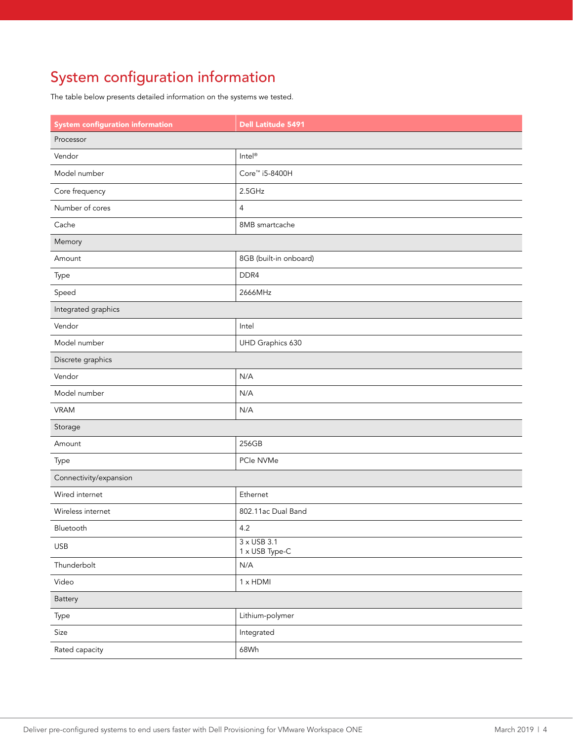# System configuration information

The table below presents detailed information on the systems we tested.

| System configuration information | Dell Latitude 5491 |
|---|---|
| Processor | |
| Vendor | Intel® |
| Model number | Core™ i5-8400H |
| Core frequency | 2.5GHz |
| Number of cores | 4 |
| Cache | 8MB smartcache |
| Memory | |
| Amount | 8GB (built-in onboard) |
| Type | DDR4 |
| Speed | 2666MHz |
| Integrated graphics | |
| Vendor | Intel |
| Model number | UHD Graphics 630 |
| Discrete graphics | |
| Vendor | N/A |
| Model number | N/A |
| VRAM | N/A |
| Storage | |
| Amount | 256GB |
| Type | PCIe NVMe |
| Connectivity/expansion | |
| Wired internet | Ethernet |
| Wireless internet | 802.11ac Dual Band |
| Bluetooth | 4.2 |
| USB | 3 x USB 3.1<br>1 x USB Type-C |
| Thunderbolt | N/A |
| Video | 1 x HDMI |
| Battery | |
| Type | Lithium-polymer |
| Size | Integrated |
| Rated capacity | 68Wh |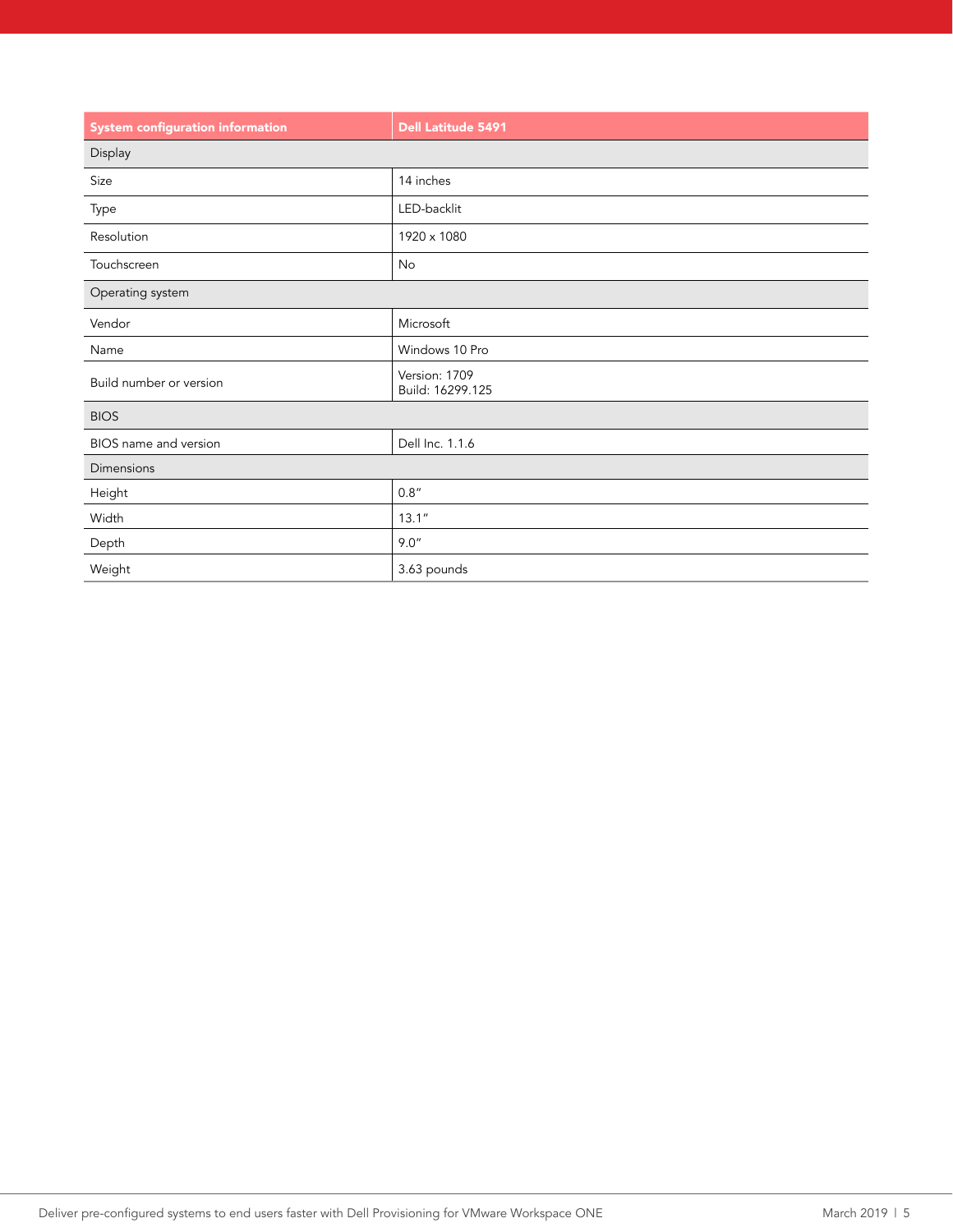| System configuration information | Dell Latitude 5491 |
| --- | --- |
| Display | |
| Size | 14 inches |
| Type | LED-backlit |
| Resolution | 1920 x 1080 |
| Touchscreen | No |
| Operating system | |
| Vendor | Microsoft |
| Name | Windows 10 Pro |
| Build number or version | Version: 1709<br>Build: 16299.125 |
| BIOS | |
| BIOS name and version | Dell Inc. 1.1.6 |
| Dimensions | |
| Height | 0.8" |
| Width | 13.1" |
| Depth | 9.0" |
| Weight | 3.63 pounds |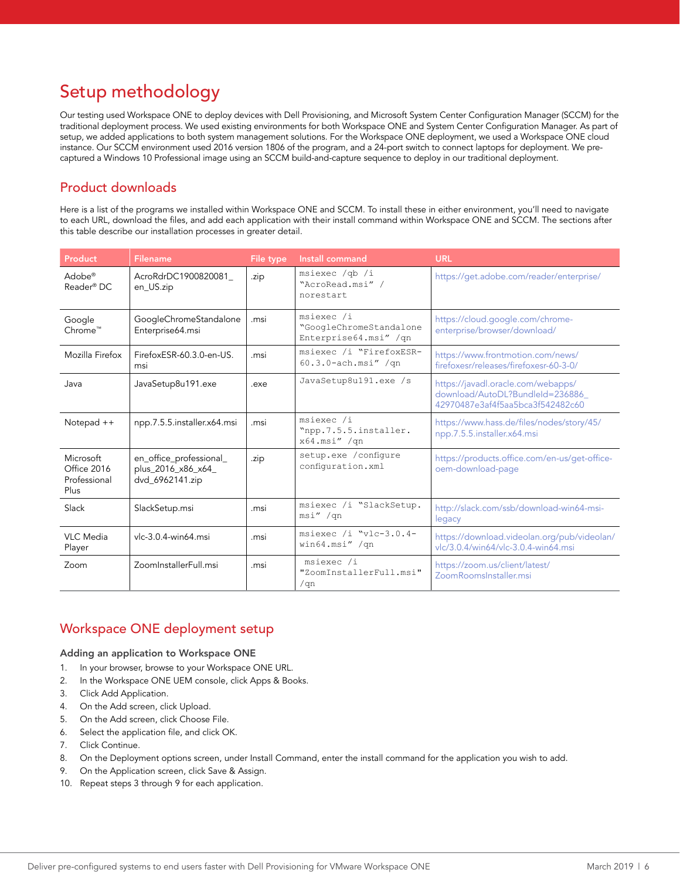# Setup methodology

Our testing used Workspace ONE to deploy devices with Dell Provisioning, and Microsoft System Center Configuration Manager (SCCM) for the traditional deployment process. We used existing environments for both Workspace ONE and System Center Configuration Manager. As part of setup, we added applications to both system management solutions. For the Workspace ONE deployment, we used a Workspace ONE cloud instance. Our SCCM environment used 2016 version 1806 of the program, and a 24-port switch to connect laptops for deployment. We pre-captured a Windows 10 Professional image using an SCCM build-and-capture sequence to deploy in our traditional deployment.

## Product downloads

Here is a list of the programs we installed within Workspace ONE and SCCM. To install these in either environment, you'll need to navigate to each URL, download the files, and add each application with their install command within Workspace ONE and SCCM. The sections after this table describe our installation processes in greater detail.

| Product | Filename | File type | Install command | URL |
|---|---|---|---|---|
| Adobe® Reader® DC | AcroRdrDC1900820081_en_US.zip | .zip | `msiexec /qb /i "AcroRead.msi" / norestart` | https://get.adobe.com/reader/enterprise/ |
| Google Chrome™ | GoogleChromeStandaloneEnterprise64.msi | .msi | `msiexec /i "GoogleChromeStandaloneEnterprise64.msi" /qn` | https://cloud.google.com/chrome-enterprise/browser/download/ |
| Mozilla Firefox | FirefoxESR-60.3.0-en-US.msi | .msi | `msiexec /i "FirefoxESR-60.3.0-ach.msi" /qn` | https://www.frontmotion.com/news/firefoxesr/releases/firefoxesr-60-3-0/ |
| Java | JavaSetup8u191.exe | .exe | `JavaSetup8u191.exe /s` | https://javadl.oracle.com/webapps/download/AutoDL?BundleId=236886_42970487e3af4f5aa5bca3f542482c60 |
| Notepad ++ | npp.7.5.5.installer.x64.msi | .msi | `msiexec /i "npp.7.5.5.installer.x64.msi" /qn` | https://www.hass.de/files/nodes/story/45/npp.7.5.5.installer.x64.msi |
| Microsoft Office 2016 Professional Plus | en_office_professional_plus_2016_x86_x64_dvd_6962141.zip | .zip | `setup.exe /configure configuration.xml` | https://products.office.com/en-us/get-office-oem-download-page |
| Slack | SlackSetup.msi | .msi | `msiexec /i "SlackSetup.msi" /qn` | http://slack.com/ssb/download-win64-msi-legacy |
| VLC Media Player | vlc-3.0.4-win64.msi | .msi | `msiexec /i "vlc-3.0.4-win64.msi" /qn` | https://download.videolan.org/pub/videolan/vlc/3.0.4/win64/vlc-3.0.4-win64.msi |
| Zoom | ZoomInstallerFull.msi | .msi | `msiexec /i "ZoomInstallerFull.msi" /qn` | https://zoom.us/client/latest/ZoomRoomsInstaller.msi |

## Workspace ONE deployment setup

### Adding an application to Workspace ONE

1. In your browser, browse to your Workspace ONE URL.
2. In the Workspace ONE UEM console, click Apps & Books.
3. Click Add Application.
4. On the Add screen, click Upload.
5. On the Add screen, click Choose File.
6. Select the application file, and click OK.
7. Click Continue.
8. On the Deployment options screen, under Install Command, enter the install command for the application you wish to add.
9. On the Application screen, click Save & Assign.
10. Repeat steps 3 through 9 for each application.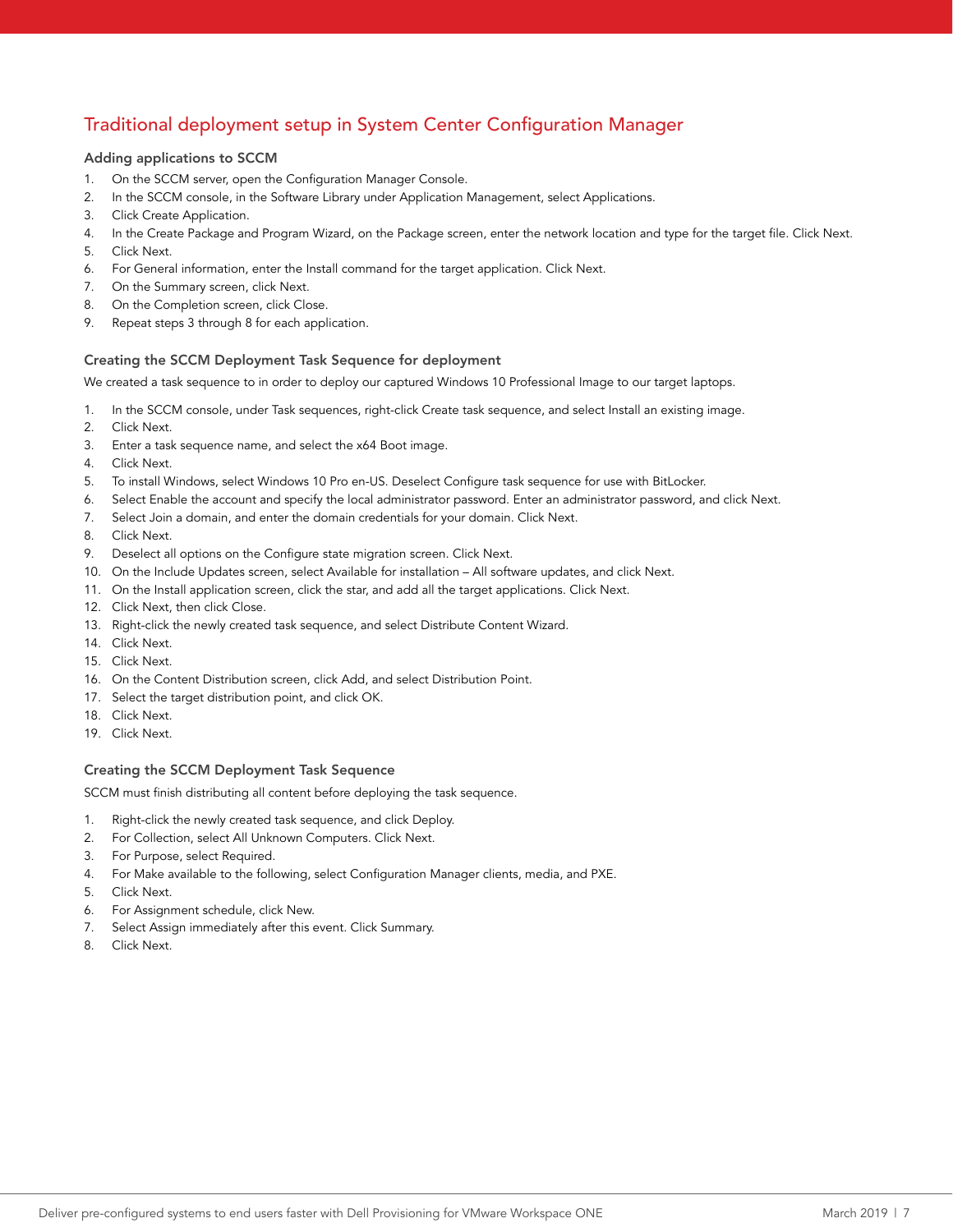## Traditional deployment setup in System Center Configuration Manager

### Adding applications to SCCM

1. On the SCCM server, open the Configuration Manager Console.
2. In the SCCM console, in the Software Library under Application Management, select Applications.
3. Click Create Application.
4. In the Create Package and Program Wizard, on the Package screen, enter the network location and type for the target file. Click Next.
5. Click Next.
6. For General information, enter the Install command for the target application. Click Next.
7. On the Summary screen, click Next.
8. On the Completion screen, click Close.
9. Repeat steps 3 through 8 for each application.

### Creating the SCCM Deployment Task Sequence for deployment

We created a task sequence to in order to deploy our captured Windows 10 Professional Image to our target laptops.

1. In the SCCM console, under Task sequences, right-click Create task sequence, and select Install an existing image.
2. Click Next.
3. Enter a task sequence name, and select the x64 Boot image.
4. Click Next.
5. To install Windows, select Windows 10 Pro en-US. Deselect Configure task sequence for use with BitLocker.
6. Select Enable the account and specify the local administrator password. Enter an administrator password, and click Next.
7. Select Join a domain, and enter the domain credentials for your domain. Click Next.
8. Click Next.
9. Deselect all options on the Configure state migration screen. Click Next.
10. On the Include Updates screen, select Available for installation – All software updates, and click Next.
11. On the Install application screen, click the star, and add all the target applications. Click Next.
12. Click Next, then click Close.
13. Right-click the newly created task sequence, and select Distribute Content Wizard.
14. Click Next.
15. Click Next.
16. On the Content Distribution screen, click Add, and select Distribution Point.
17. Select the target distribution point, and click OK.
18. Click Next.
19. Click Next.

### Creating the SCCM Deployment Task Sequence

SCCM must finish distributing all content before deploying the task sequence.

1. Right-click the newly created task sequence, and click Deploy.
2. For Collection, select All Unknown Computers. Click Next.
3. For Purpose, select Required.
4. For Make available to the following, select Configuration Manager clients, media, and PXE.
5. Click Next.
6. For Assignment schedule, click New.
7. Select Assign immediately after this event. Click Summary.
8. Click Next.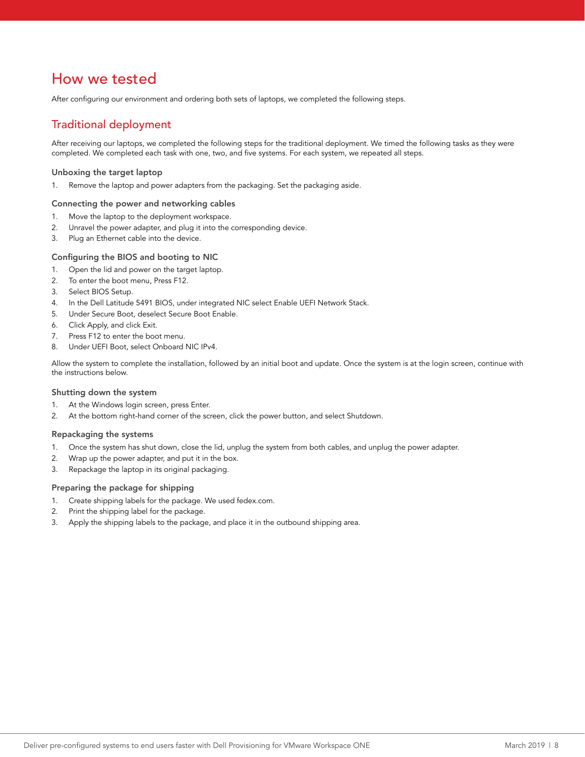# How we tested

After configuring our environment and ordering both sets of laptops, we completed the following steps.

## Traditional deployment

After receiving our laptops, we completed the following steps for the traditional deployment. We timed the following tasks as they were completed. We completed each task with one, two, and five systems. For each system, we repeated all steps.

### Unboxing the target laptop

1. Remove the laptop and power adapters from the packaging. Set the packaging aside.

### Connecting the power and networking cables

1. Move the laptop to the deployment workspace.
2. Unravel the power adapter, and plug it into the corresponding device.
3. Plug an Ethernet cable into the device.

### Configuring the BIOS and booting to NIC

1. Open the lid and power on the target laptop.
2. To enter the boot menu, Press F12.
3. Select BIOS Setup.
4. In the Dell Latitude 5491 BIOS, under integrated NIC select Enable UEFI Network Stack.
5. Under Secure Boot, deselect Secure Boot Enable.
6. Click Apply, and click Exit.
7. Press F12 to enter the boot menu.
8. Under UEFI Boot, select Onboard NIC IPv4.

Allow the system to complete the installation, followed by an initial boot and update. Once the system is at the login screen, continue with the instructions below.

### Shutting down the system

1. At the Windows login screen, press Enter.
2. At the bottom right-hand corner of the screen, click the power button, and select Shutdown.

### Repackaging the systems

1. Once the system has shut down, close the lid, unplug the system from both cables, and unplug the power adapter.
2. Wrap up the power adapter, and put it in the box.
3. Repackage the laptop in its original packaging.

### Preparing the package for shipping

1. Create shipping labels for the package. We used fedex.com.
2. Print the shipping label for the package.
3. Apply the shipping labels to the package, and place it in the outbound shipping area.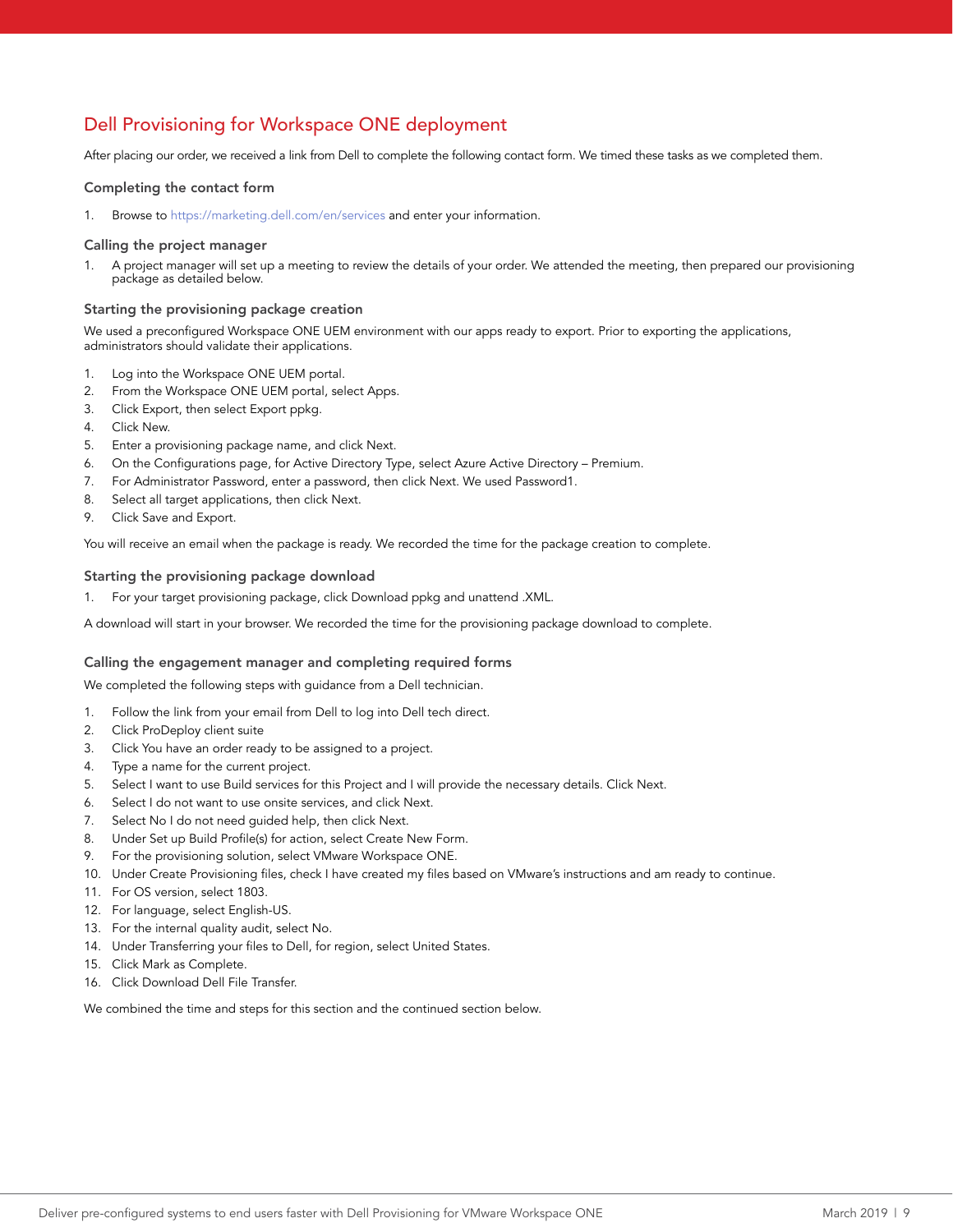## Dell Provisioning for Workspace ONE deployment

After placing our order, we received a link from Dell to complete the following contact form. We timed these tasks as we completed them.

### Completing the contact form

1. Browse to https://marketing.dell.com/en/services and enter your information.

### Calling the project manager

1. A project manager will set up a meeting to review the details of your order. We attended the meeting, then prepared our provisioning package as detailed below.

### Starting the provisioning package creation

We used a preconfigured Workspace ONE UEM environment with our apps ready to export. Prior to exporting the applications, administrators should validate their applications.

1. Log into the Workspace ONE UEM portal.
2. From the Workspace ONE UEM portal, select Apps.
3. Click Export, then select Export ppkg.
4. Click New.
5. Enter a provisioning package name, and click Next.
6. On the Configurations page, for Active Directory Type, select Azure Active Directory – Premium.
7. For Administrator Password, enter a password, then click Next. We used Password1.
8. Select all target applications, then click Next.
9. Click Save and Export.

You will receive an email when the package is ready. We recorded the time for the package creation to complete.

### Starting the provisioning package download

1. For your target provisioning package, click Download ppkg and unattend .XML.

A download will start in your browser. We recorded the time for the provisioning package download to complete.

### Calling the engagement manager and completing required forms

We completed the following steps with guidance from a Dell technician.

1. Follow the link from your email from Dell to log into Dell tech direct.
2. Click ProDeploy client suite
3. Click You have an order ready to be assigned to a project.
4. Type a name for the current project.
5. Select I want to use Build services for this Project and I will provide the necessary details. Click Next.
6. Select I do not want to use onsite services, and click Next.
7. Select No I do not need guided help, then click Next.
8. Under Set up Build Profile(s) for action, select Create New Form.
9. For the provisioning solution, select VMware Workspace ONE.
10. Under Create Provisioning files, check I have created my files based on VMware's instructions and am ready to continue.
11. For OS version, select 1803.
12. For language, select English-US.
13. For the internal quality audit, select No.
14. Under Transferring your files to Dell, for region, select United States.
15. Click Mark as Complete.
16. Click Download Dell File Transfer.

We combined the time and steps for this section and the continued section below.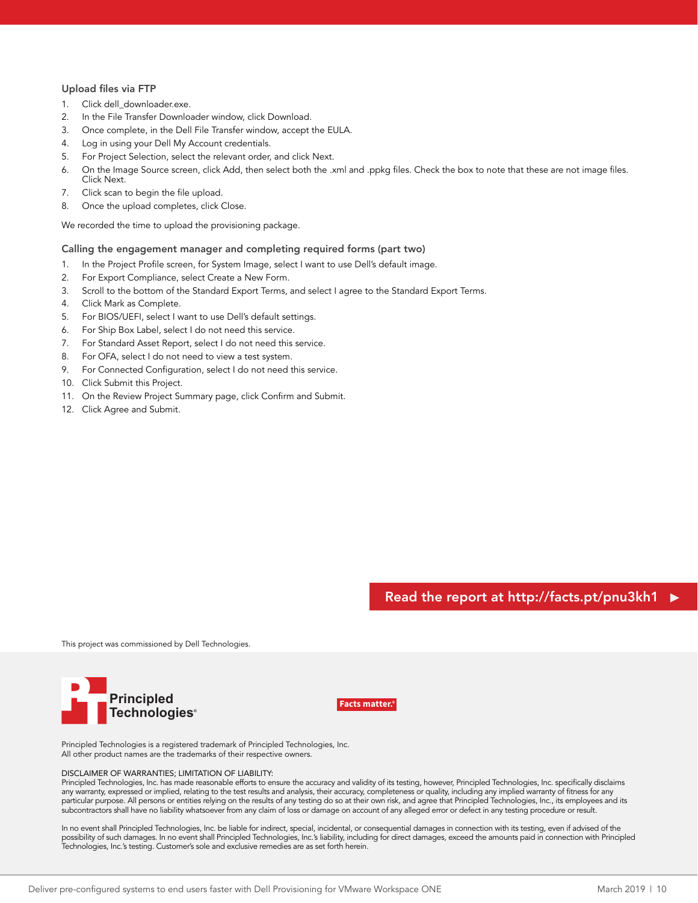### Upload files via FTP

1. Click dell_downloader.exe.
2. In the File Transfer Downloader window, click Download.
3. Once complete, in the Dell File Transfer window, accept the EULA.
4. Log in using your Dell My Account credentials.
5. For Project Selection, select the relevant order, and click Next.
6. On the Image Source screen, click Add, then select both the .xml and .ppkg files. Check the box to note that these are not image files. Click Next.
7. Click scan to begin the file upload.
8. Once the upload completes, click Close.

We recorded the time to upload the provisioning package.

### Calling the engagement manager and completing required forms (part two)

1. In the Project Profile screen, for System Image, select I want to use Dell's default image.
2. For Export Compliance, select Create a New Form.
3. Scroll to the bottom of the Standard Export Terms, and select I agree to the Standard Export Terms.
4. Click Mark as Complete.
5. For BIOS/UEFI, select I want to use Dell's default settings.
6. For Ship Box Label, select I do not need this service.
7. For Standard Asset Report, select I do not need this service.
8. For OFA, select I do not need to view a test system.
9. For Connected Configuration, select I do not need this service.
10. Click Submit this Project.
11. On the Review Project Summary page, click Confirm and Submit.
12. Click Agree and Submit.

**Read the report at http://facts.pt/pnu3kh1 ▶**

This project was commissioned by Dell Technologies.

Principled Technologies®

Facts matter.®

Principled Technologies is a registered trademark of Principled Technologies, Inc.
All other product names are the trademarks of their respective owners.

DISCLAIMER OF WARRANTIES; LIMITATION OF LIABILITY:
Principled Technologies, Inc. has made reasonable efforts to ensure the accuracy and validity of its testing, however, Principled Technologies, Inc. specifically disclaims any warranty, expressed or implied, relating to the test results and analysis, their accuracy, completeness or quality, including any implied warranty of fitness for any particular purpose. All persons or entities relying on the results of any testing do so at their own risk, and agree that Principled Technologies, Inc., its employees and its subcontractors shall have no liability whatsoever from any claim of loss or damage on account of any alleged error or defect in any testing procedure or result.

In no event shall Principled Technologies, Inc. be liable for indirect, special, incidental, or consequential damages in connection with its testing, even if advised of the possibility of such damages. In no event shall Principled Technologies, Inc.'s liability, including for direct damages, exceed the amounts paid in connection with Principled Technologies, Inc.'s testing. Customer's sole and exclusive remedies are as set forth herein.